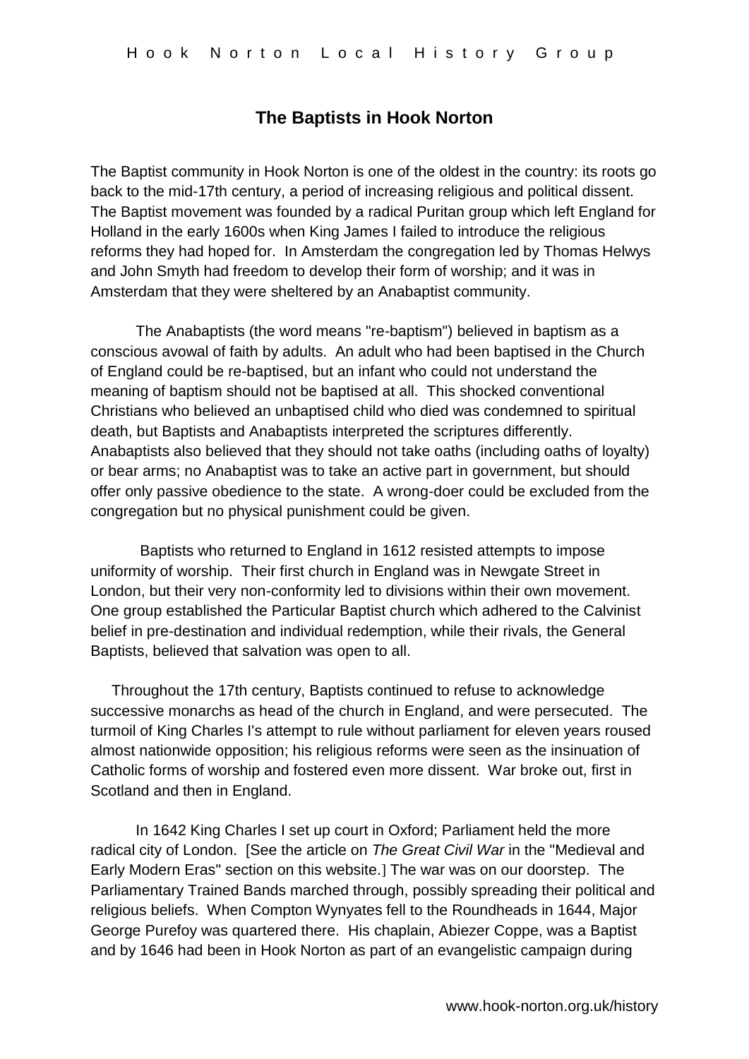# The Baptists in Hook Norton

The Baptist community in Hook Norton is one of the oldest in the country: its roots go back to the mid-17th century, a period of increasing religious and political dissent. The Baptist movement was founded by a radical Puritan group which left England for Holland in the early 1600s when King James I failed to introduce the religious reforms they had hoped for. In Amsterdam the congregation led by Thomas Helwys and John Smyth had freedom to develop their form of worship; and it was in Amsterdam that they were sheltered by an Anabaptist community.

The Anabaptists (the word means "re-baptism") believed in baptism as a conscious avowal of faith by adults. An adult who had been baptised in the Church of England could be re-baptised, but an infant who could not understand the meaning of baptism should not be baptised at all. This shocked conventional Christians who believed an unbaptised child who died was condemned to spiritual death, but Baptists and Anabaptists interpreted the scriptures differently. Anabaptists also believed that they should not take oaths (including oaths of loyalty) or bear arms; no Anabaptist was to take an active part in government, but should offer only passive obedience to the state. A wrong-doer could be excluded from the congregation but no physical punishment could be given.

Baptists who returned to England in 1612 resisted attempts to impose uniformity of worship. Their first church in England was in Newgate Street in London, but their very non-conformity led to divisions within their own movement. One group established the Particular Baptist church which adhered to the Calvinist belief in pre-destination and individual redemption, while their rivals, the General Baptists, believed that salvation was open to all.

Throughout the 17th century, Baptists continued to refuse to acknowledge successive monarchs as head of the church in England, and were persecuted. The turmoil of King Charles I's attempt to rule without parliament for eleven years roused almost nationwide opposition; his religious reforms were seen as the insinuation of Catholic forms of worship and fostered even more dissent. War broke out, first in Scotland and then in England.

In 1642 King Charles I set up court in Oxford; Parliament held the more radical city of London. [See the article on *The Great Civil War* in the "Medieval and Early Modern Eras" section on this website.] The war was on our doorstep. The Parliamentary Trained Bands marched through, possibly spreading their political and religious beliefs. When Compton Wynyates fell to the Roundheads in 1644, Major George Purefoy was quartered there. His chaplain, Abiezer Coppe, was a Baptist and by 1646 had been in Hook Norton as part of an evangelistic campaign during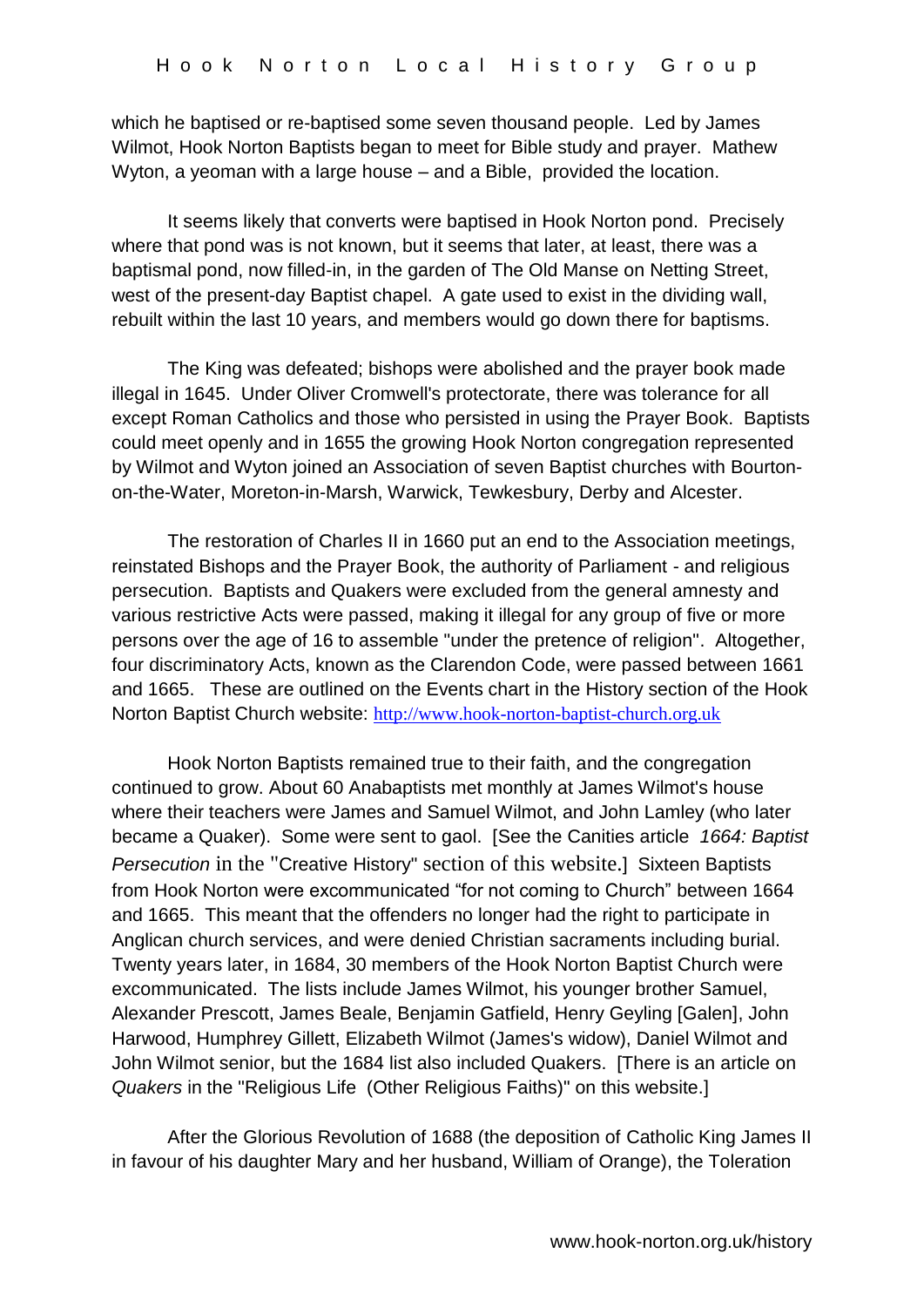which he baptised or re-baptised some seven thousand people. Led by James Wilmot, Hook Norton Baptists began to meet for Bible study and prayer. Mathew Wyton, a yeoman with a large house – and a Bible, provided the location.

It seems likely that converts were baptised in Hook Norton pond. Precisely where that pond was is not known, but it seems that later, at least, there was a baptismal pond, now filled-in, in the garden of The Old Manse on Netting Street, west of the present-day Baptist chapel. A gate used to exist in the dividing wall, rebuilt within the last 10 years, and members would go down there for baptisms.

The King was defeated; bishops were abolished and the prayer book made illegal in 1645. Under Oliver Cromwell's protectorate, there was tolerance for all except Roman Catholics and those who persisted in using the Prayer Book. Baptists could meet openly and in 1655 the growing Hook Norton congregation represented by Wilmot and Wyton joined an Association of seven Baptist churches with Bourton-on-the-Water, Moreton-in-Marsh, Warwick, Tewkesbury, Derby and Alcester.

The restoration of Charles II in 1660 put an end to the Association meetings, reinstated Bishops and the Prayer Book, the authority of Parliament - and religious persecution. Baptists and Quakers were excluded from the general amnesty and various restrictive Acts were passed, making it illegal for any group of five or more persons over the age of 16 to assemble "under the pretence of religion". Altogether, four discriminatory Acts, known as the Clarendon Code, were passed between 1661 and 1665. These are outlined on the Events chart in the History section of the Hook Norton Baptist Church website: http://www.hook-norton-baptist-church.org.uk

Hook Norton Baptists remained true to their faith, and the congregation continued to grow. About 60 Anabaptists met monthly at James Wilmot's house where their teachers were James and Samuel Wilmot, and John Lamley (who later became a Quaker). Some were sent to gaol. [See the Canities article *1664: Baptist Persecution* in the "Creative History" section of this website.] Sixteen Baptists from Hook Norton were excommunicated "for not coming to Church" between 1664 and 1665. This meant that the offenders no longer had the right to participate in Anglican church services, and were denied Christian sacraments including burial. Twenty years later, in 1684, 30 members of the Hook Norton Baptist Church were excommunicated. The lists include James Wilmot, his younger brother Samuel, Alexander Prescott, James Beale, Benjamin Gatfield, Henry Geyling [Galen], John Harwood, Humphrey Gillett, Elizabeth Wilmot (James's widow), Daniel Wilmot and John Wilmot senior, but the 1684 list also included Quakers. [There is an article on *Quakers* in the "Religious Life (Other Religious Faiths)" on this website.]

After the Glorious Revolution of 1688 (the deposition of Catholic King James II in favour of his daughter Mary and her husband, William of Orange), the Toleration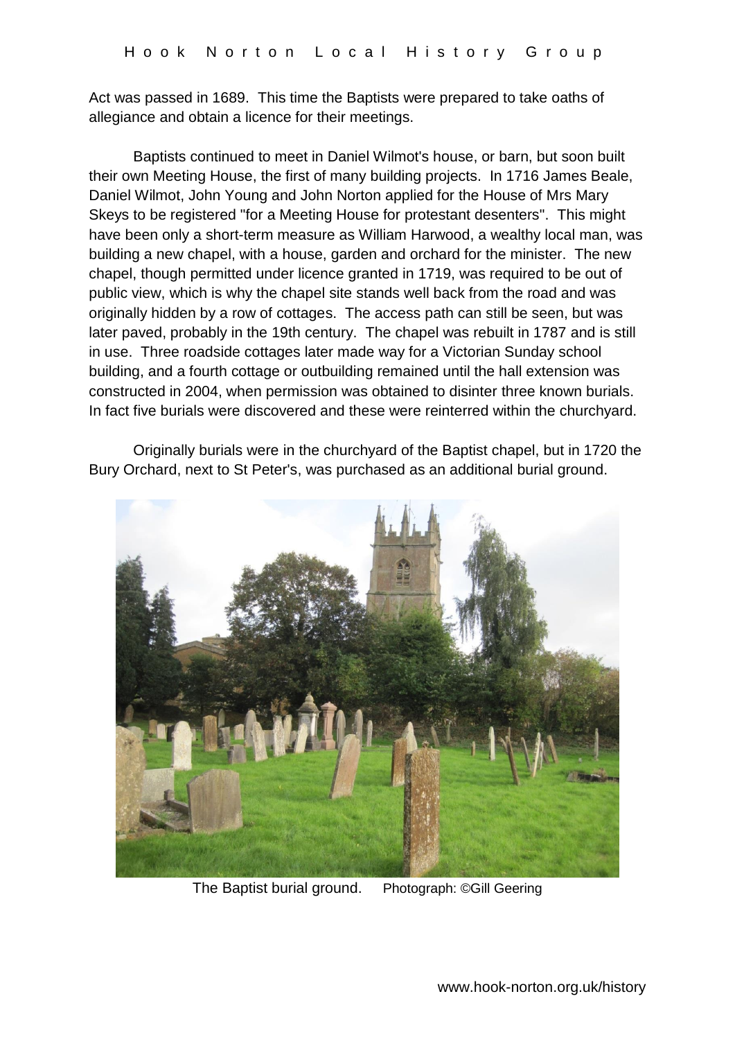Act was passed in 1689. This time the Baptists were prepared to take oaths of allegiance and obtain a licence for their meetings.

Baptists continued to meet in Daniel Wilmot's house, or barn, but soon built their own Meeting House, the first of many building projects. In 1716 James Beale, Daniel Wilmot, John Young and John Norton applied for the House of Mrs Mary Skeys to be registered "for a Meeting House for protestant desenters". This might have been only a short-term measure as William Harwood, a wealthy local man, was building a new chapel, with a house, garden and orchard for the minister. The new chapel, though permitted under licence granted in 1719, was required to be out of public view, which is why the chapel site stands well back from the road and was originally hidden by a row of cottages. The access path can still be seen, but was later paved, probably in the 19th century. The chapel was rebuilt in 1787 and is still in use. Three roadside cottages later made way for a Victorian Sunday school building, and a fourth cottage or outbuilding remained until the hall extension was constructed in 2004, when permission was obtained to disinter three known burials. In fact five burials were discovered and these were reinterred within the churchyard.

Originally burials were in the churchyard of the Baptist chapel, but in 1720 the Bury Orchard, next to St Peter's, was purchased as an additional burial ground.

The Baptist burial ground. Photograph: ©Gill Geering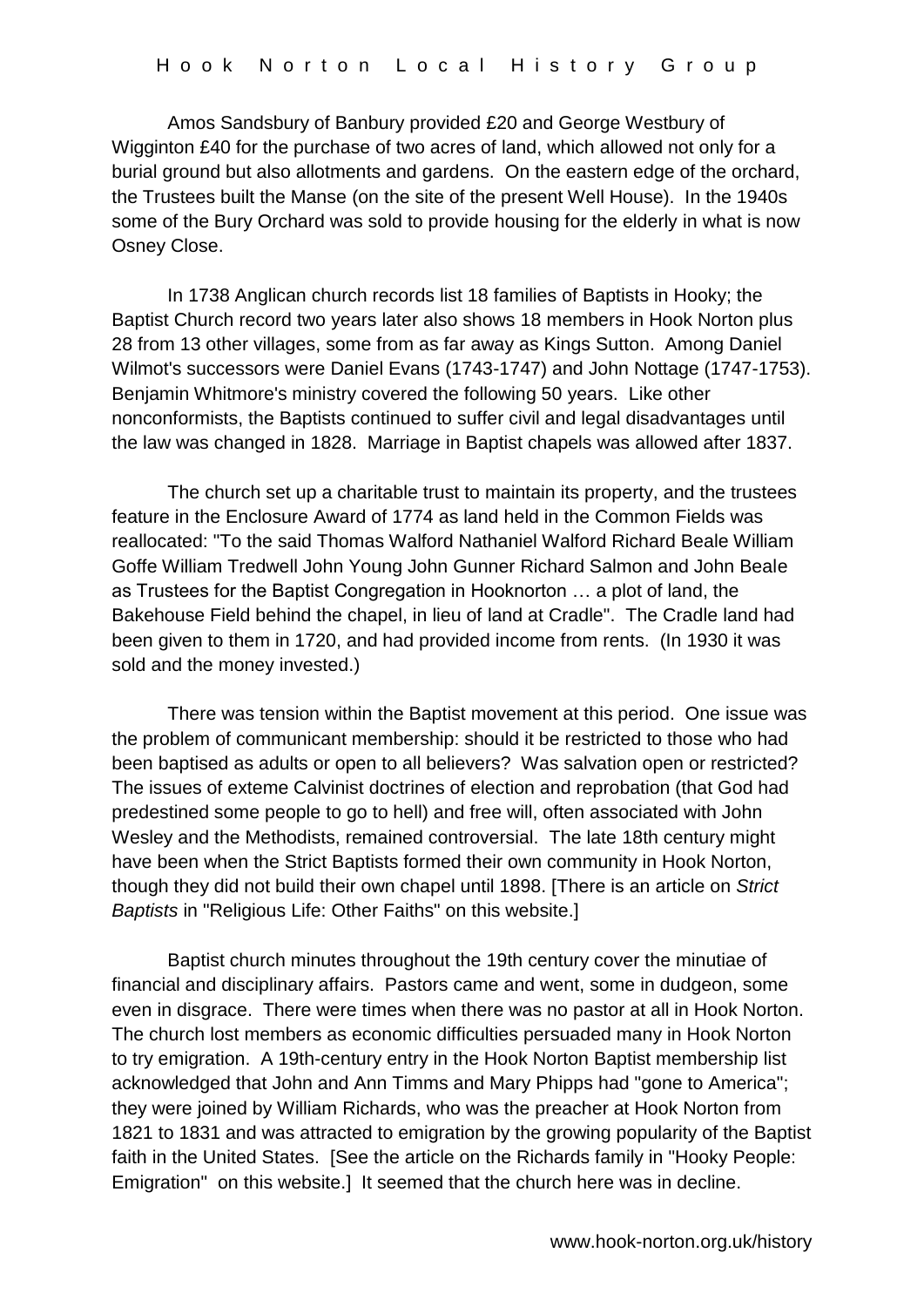Amos Sandsbury of Banbury provided £20 and George Westbury of Wigginton £40 for the purchase of two acres of land, which allowed not only for a burial ground but also allotments and gardens. On the eastern edge of the orchard, the Trustees built the Manse (on the site of the present Well House). In the 1940s some of the Bury Orchard was sold to provide housing for the elderly in what is now Osney Close.

In 1738 Anglican church records list 18 families of Baptists in Hooky; the Baptist Church record two years later also shows 18 members in Hook Norton plus 28 from 13 other villages, some from as far away as Kings Sutton. Among Daniel Wilmot's successors were Daniel Evans (1743-1747) and John Nottage (1747-1753). Benjamin Whitmore's ministry covered the following 50 years. Like other nonconformists, the Baptists continued to suffer civil and legal disadvantages until the law was changed in 1828. Marriage in Baptist chapels was allowed after 1837.

The church set up a charitable trust to maintain its property, and the trustees feature in the Enclosure Award of 1774 as land held in the Common Fields was reallocated: "To the said Thomas Walford Nathaniel Walford Richard Beale William Goffe William Tredwell John Young John Gunner Richard Salmon and John Beale as Trustees for the Baptist Congregation in Hooknorton … a plot of land, the Bakehouse Field behind the chapel, in lieu of land at Cradle". The Cradle land had been given to them in 1720, and had provided income from rents. (In 1930 it was sold and the money invested.)

There was tension within the Baptist movement at this period. One issue was the problem of communicant membership: should it be restricted to those who had been baptised as adults or open to all believers? Was salvation open or restricted? The issues of exteme Calvinist doctrines of election and reprobation (that God had predestined some people to go to hell) and free will, often associated with John Wesley and the Methodists, remained controversial. The late 18th century might have been when the Strict Baptists formed their own community in Hook Norton, though they did not build their own chapel until 1898. [There is an article on *Strict Baptists* in "Religious Life: Other Faiths" on this website.]

Baptist church minutes throughout the 19th century cover the minutiae of financial and disciplinary affairs. Pastors came and went, some in dudgeon, some even in disgrace. There were times when there was no pastor at all in Hook Norton. The church lost members as economic difficulties persuaded many in Hook Norton to try emigration. A 19th-century entry in the Hook Norton Baptist membership list acknowledged that John and Ann Timms and Mary Phipps had "gone to America"; they were joined by William Richards, who was the preacher at Hook Norton from 1821 to 1831 and was attracted to emigration by the growing popularity of the Baptist faith in the United States. [See the article on the Richards family in "Hooky People: Emigration" on this website.] It seemed that the church here was in decline.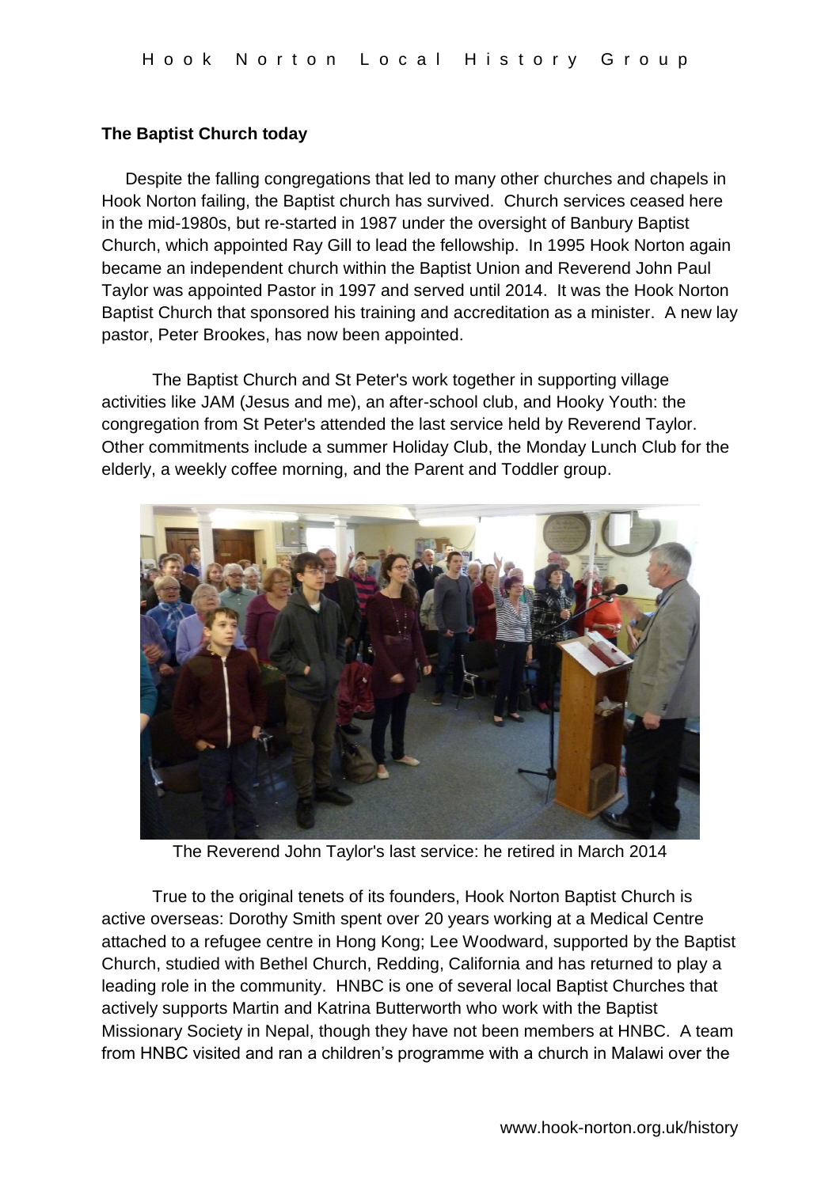**The Baptist Church today**

Despite the falling congregations that led to many other churches and chapels in Hook Norton failing, the Baptist church has survived. Church services ceased here in the mid-1980s, but re-started in 1987 under the oversight of Banbury Baptist Church, which appointed Ray Gill to lead the fellowship. In 1995 Hook Norton again became an independent church within the Baptist Union and Reverend John Paul Taylor was appointed Pastor in 1997 and served until 2014. It was the Hook Norton Baptist Church that sponsored his training and accreditation as a minister. A new lay pastor, Peter Brookes, has now been appointed.

The Baptist Church and St Peter's work together in supporting village activities like JAM (Jesus and me), an after-school club, and Hooky Youth: the congregation from St Peter's attended the last service held by Reverend Taylor. Other commitments include a summer Holiday Club, the Monday Lunch Club for the elderly, a weekly coffee morning, and the Parent and Toddler group.

The Reverend John Taylor's last service: he retired in March 2014

True to the original tenets of its founders, Hook Norton Baptist Church is active overseas: Dorothy Smith spent over 20 years working at a Medical Centre attached to a refugee centre in Hong Kong; Lee Woodward, supported by the Baptist Church, studied with Bethel Church, Redding, California and has returned to play a leading role in the community. HNBC is one of several local Baptist Churches that actively supports Martin and Katrina Butterworth who work with the Baptist Missionary Society in Nepal, though they have not been members at HNBC. A team from HNBC visited and ran a children's programme with a church in Malawi over the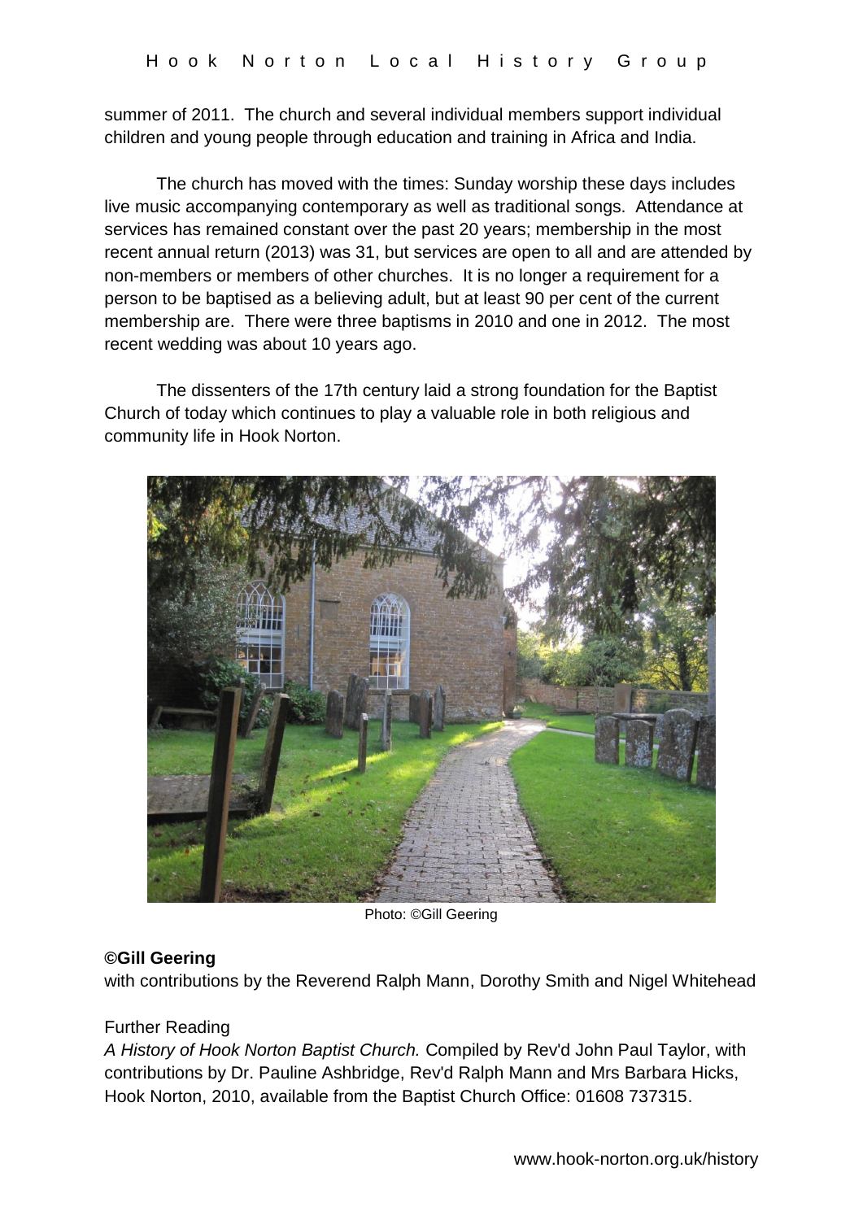summer of 2011. The church and several individual members support individual children and young people through education and training in Africa and India.

The church has moved with the times: Sunday worship these days includes live music accompanying contemporary as well as traditional songs. Attendance at services has remained constant over the past 20 years; membership in the most recent annual return (2013) was 31, but services are open to all and are attended by non-members or members of other churches. It is no longer a requirement for a person to be baptised as a believing adult, but at least 90 per cent of the current membership are. There were three baptisms in 2010 and one in 2012. The most recent wedding was about 10 years ago.

The dissenters of the 17th century laid a strong foundation for the Baptist Church of today which continues to play a valuable role in both religious and community life in Hook Norton.

Photo: ©Gill Geering

**©Gill Geering**
with contributions by the Reverend Ralph Mann, Dorothy Smith and Nigel Whitehead

Further Reading

*A History of Hook Norton Baptist Church.* Compiled by Rev'd John Paul Taylor, with contributions by Dr. Pauline Ashbridge, Rev'd Ralph Mann and Mrs Barbara Hicks, Hook Norton, 2010, available from the Baptist Church Office: 01608 737315.